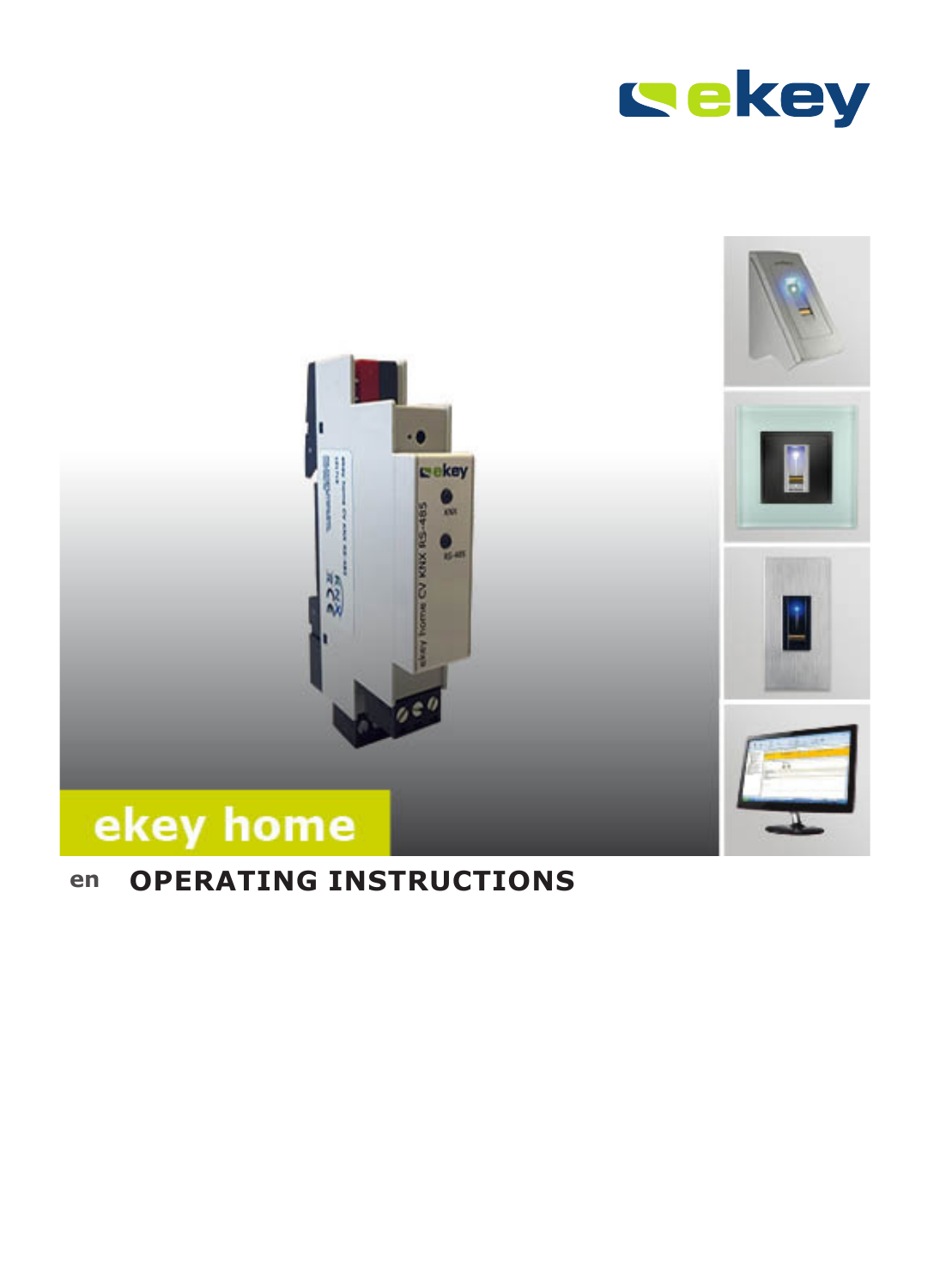ekey

ekey home

en **OPERATING INSTRUCTIONS**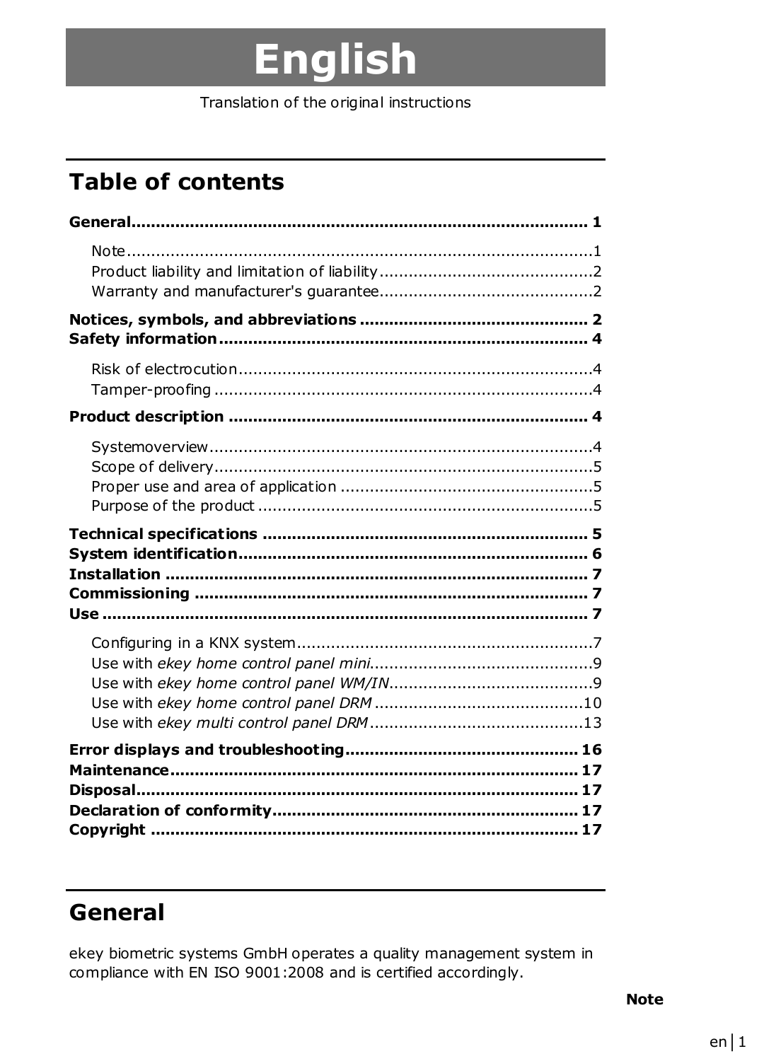# English

Translation of the original instructions

## Table of contents

**General............................................................................................ 1**

- Note...............................................................................................1
- Product liability and limitation of liability...........................................2
- Warranty and manufacturer's guarantee...........................................2

**Notices, symbols, and abbreviations ............................................. 2**

**Safety information.......................................................................... 4**

- Risk of electrocution........................................................................4
- Tamper-proofing ............................................................................4

**Product description ........................................................................ 4**

- Systemoverview.............................................................................4
- Scope of delivery............................................................................5
- Proper use and area of application ...................................................5
- Purpose of the product ...................................................................5

**Technical specifications ................................................................. 5**

**System identification...................................................................... 6**

**Installation ..................................................................................... 7**

**Commissioning ............................................................................... 7**

**Use ................................................................................................. 7**

- Configuring in a KNX system...........................................................7
- Use with *ekey home control panel mini*.............................................9
- Use with *ekey home control panel WM/IN*..........................................9
- Use with *ekey home control panel DRM* ..........................................10
- Use with *ekey multi control panel DRM* ...........................................13

**Error displays and troubleshooting............................................... 16**

**Maintenance.................................................................................. 17**

**Disposal......................................................................................... 17**

**Declaration of conformity.............................................................. 17**

**Copyright ...................................................................................... 17**

## General

ekey biometric systems GmbH operates a quality management system in compliance with EN ISO 9001:2008 and is certified accordingly.

**Note**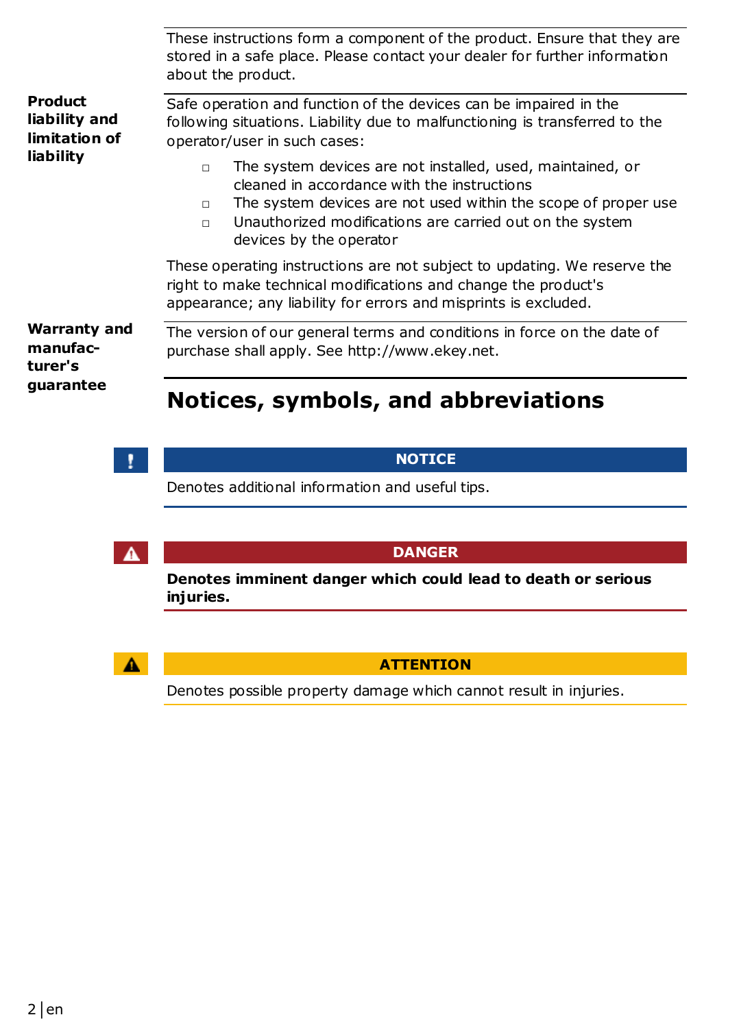These instructions form a component of the product. Ensure that they are stored in a safe place. Please contact your dealer for further information about the product.

**Product liability and limitation of liability**

Safe operation and function of the devices can be impaired in the following situations. Liability due to malfunctioning is transferred to the operator/user in such cases:

- The system devices are not installed, used, maintained, or cleaned in accordance with the instructions
- The system devices are not used within the scope of proper use
- Unauthorized modifications are carried out on the system devices by the operator

These operating instructions are not subject to updating. We reserve the right to make technical modifications and change the product's appearance; any liability for errors and misprints is excluded.

**Warranty and manufacturer's guarantee**

The version of our general terms and conditions in force on the date of purchase shall apply. See http://www.ekey.net.

# Notices, symbols, and abbreviations

**NOTICE**

Denotes additional information and useful tips.

**DANGER**

**Denotes imminent danger which could lead to death or serious injuries.**

**ATTENTION**

Denotes possible property damage which cannot result in injuries.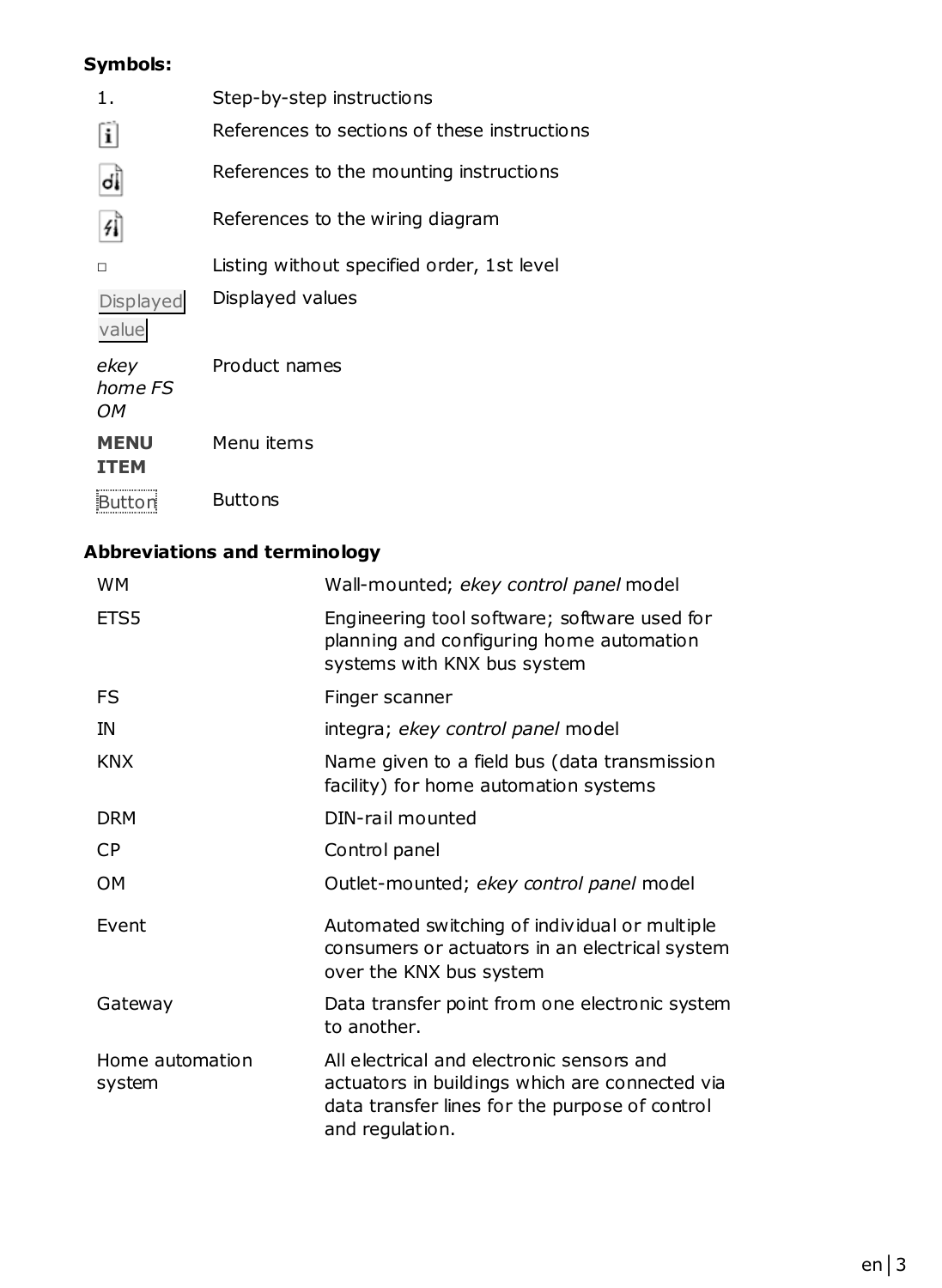**Symbols:**

| | |
|---|---|
| 1. | Step-by-step instructions |
| [i] | References to sections of these instructions |
| [d] | References to the mounting instructions |
| [⚡] | References to the wiring diagram |
| □ | Listing without specified order, 1st level |
| Displayed value | Displayed values |
| *ekey home FS OM* | Product names |
| **MENU ITEM** | Menu items |
| Button | Buttons |

**Abbreviations and terminology**

| | |
|---|---|
| WM | Wall-mounted; *ekey control panel* model |
| ETS5 | Engineering tool software; software used for planning and configuring home automation systems with KNX bus system |
| FS | Finger scanner |
| IN | integra; *ekey control panel* model |
| KNX | Name given to a field bus (data transmission facility) for home automation systems |
| DRM | DIN-rail mounted |
| CP | Control panel |
| OM | Outlet-mounted; *ekey control panel* model |
| Event | Automated switching of individual or multiple consumers or actuators in an electrical system over the KNX bus system |
| Gateway | Data transfer point from one electronic system to another. |
| Home automation system | All electrical and electronic sensors and actuators in buildings which are connected via data transfer lines for the purpose of control and regulation. |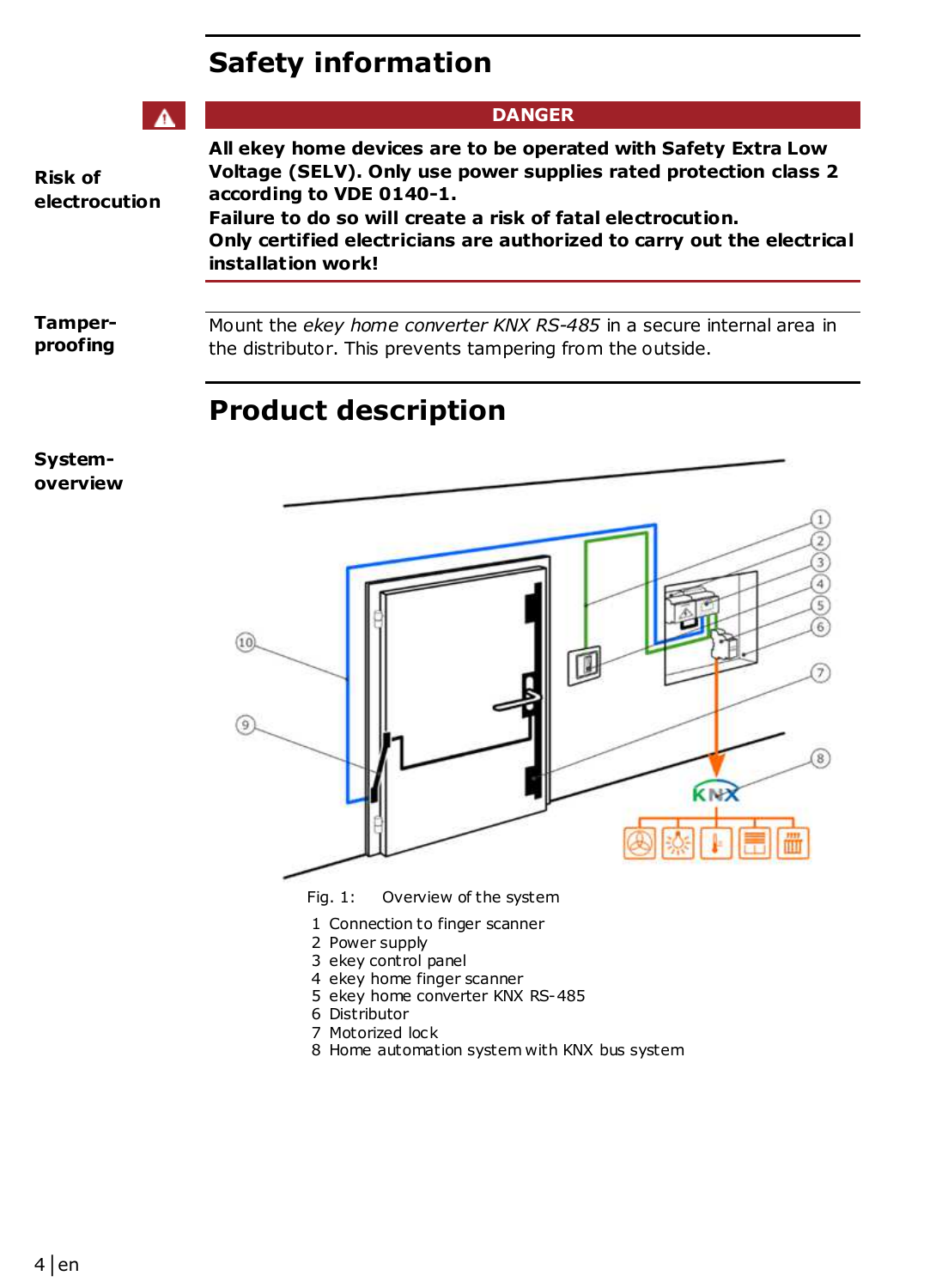# Safety information

**DANGER**

**Risk of electrocution**

**All ekey home devices are to be operated with Safety Extra Low Voltage (SELV). Only use power supplies rated protection class 2 according to VDE 0140-1.**
**Failure to do so will create a risk of fatal electrocution.**
**Only certified electricians are authorized to carry out the electrical installation work!**

**Tamper-proofing**

Mount the *ekey home converter KNX RS-485* in a secure internal area in the distributor. This prevents tampering from the outside.

# Product description

**System-overview**

Fig. 1: Overview of the system

1 Connection to finger scanner
2 Power supply
3 ekey control panel
4 ekey home finger scanner
5 ekey home converter KNX RS-485
6 Distributor
7 Motorized lock
8 Home automation system with KNX bus system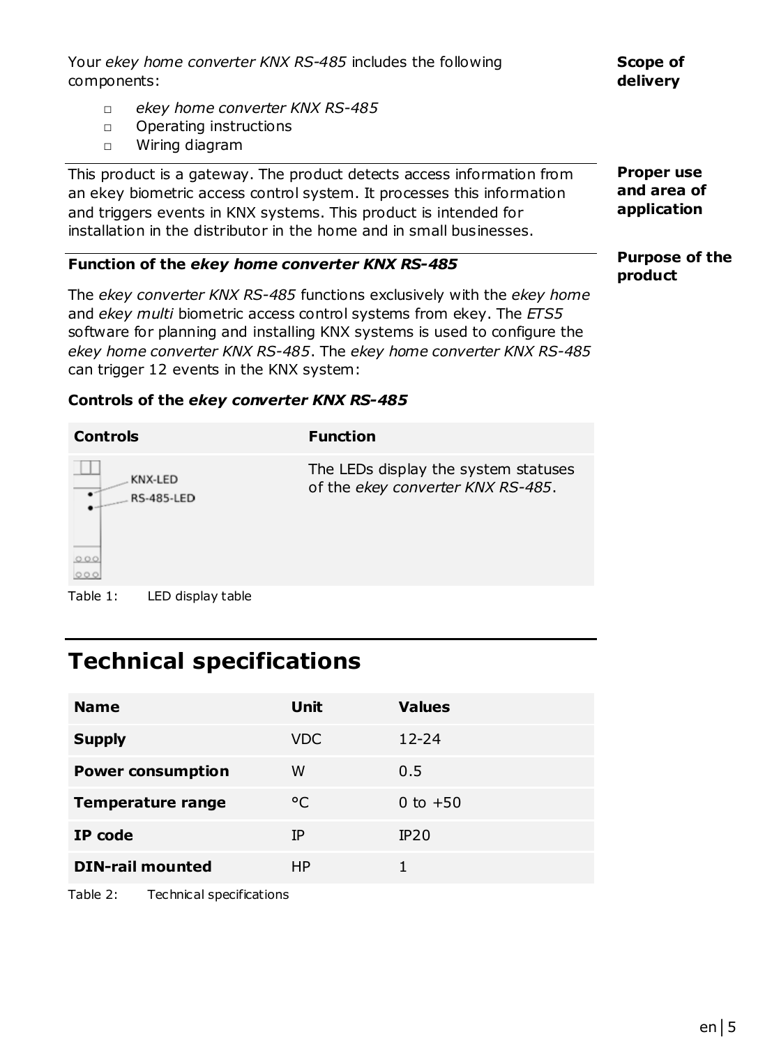**Scope of delivery**

Your *ekey home converter KNX RS-485* includes the following components:

- *ekey home converter KNX RS-485*
- Operating instructions
- Wiring diagram

**Proper use and area of application**

This product is a gateway. The product detects access information from an ekey biometric access control system. It processes this information and triggers events in KNX systems. This product is intended for installation in the distributor in the home and in small businesses.

**Purpose of the product**

**Function of the *ekey home converter KNX RS-485***

The *ekey converter KNX RS-485* functions exclusively with the *ekey home* and *ekey multi* biometric access control systems from ekey. The *ETS5* software for planning and installing KNX systems is used to configure the *ekey home converter KNX RS-485*. The *ekey home converter KNX RS-485* can trigger 12 events in the KNX system:

**Controls of the *ekey converter KNX RS-485***

| Controls | Function |
| --- | --- |
| KNX-LED<br>RS-485-LED | The LEDs display the system statuses of the *ekey converter KNX RS-485*. |

Table 1: LED display table

# Technical specifications

| Name | Unit | Values |
| --- | --- | --- |
| **Supply** | VDC | 12-24 |
| **Power consumption** | W | 0.5 |
| **Temperature range** | °C | 0 to +50 |
| **IP code** | IP | IP20 |
| **DIN-rail mounted** | HP | 1 |

Table 2: Technical specifications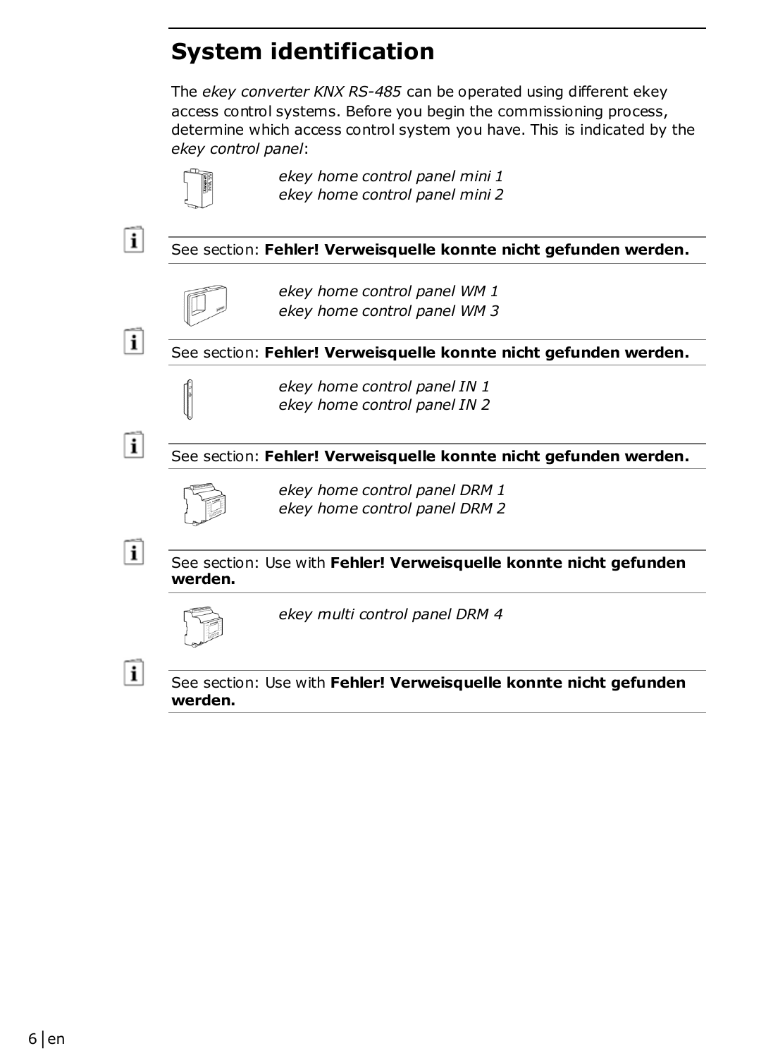# System identification

The *ekey converter KNX RS-485* can be operated using different ekey access control systems. Before you begin the commissioning process, determine which access control system you have. This is indicated by the *ekey control panel*:

*ekey home control panel mini 1*
*ekey home control panel mini 2*

See section: **Fehler! Verweisquelle konnte nicht gefunden werden.**

*ekey home control panel WM 1*
*ekey home control panel WM 3*

See section: **Fehler! Verweisquelle konnte nicht gefunden werden.**

*ekey home control panel IN 1*
*ekey home control panel IN 2*

See section: **Fehler! Verweisquelle konnte nicht gefunden werden.**

*ekey home control panel DRM 1*
*ekey home control panel DRM 2*

See section: Use with **Fehler! Verweisquelle konnte nicht gefunden werden.**

*ekey multi control panel DRM 4*

See section: Use with **Fehler! Verweisquelle konnte nicht gefunden werden.**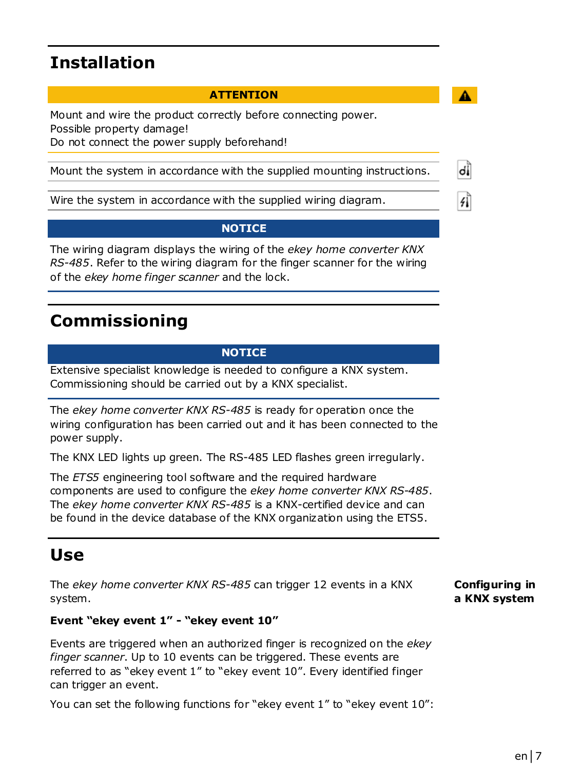# Installation

**ATTENTION**

Mount and wire the product correctly before connecting power.
Possible property damage!
Do not connect the power supply beforehand!

Mount the system in accordance with the supplied mounting instructions.

Wire the system in accordance with the supplied wiring diagram.

**NOTICE**

The wiring diagram displays the wiring of the *ekey home converter KNX RS-485*. Refer to the wiring diagram for the finger scanner for the wiring of the *ekey home finger scanner* and the lock.

# Commissioning

**NOTICE**

Extensive specialist knowledge is needed to configure a KNX system. Commissioning should be carried out by a KNX specialist.

The *ekey home converter KNX RS-485* is ready for operation once the wiring configuration has been carried out and it has been connected to the power supply.

The KNX LED lights up green. The RS-485 LED flashes green irregularly.

The *ETS5* engineering tool software and the required hardware components are used to configure the *ekey home converter KNX RS-485*. The *ekey home converter KNX RS-485* is a KNX-certified device and can be found in the device database of the KNX organization using the ETS5.

# Use

**Configuring in a KNX system**

The *ekey home converter KNX RS-485* can trigger 12 events in a KNX system.

**Event “ekey event 1” - “ekey event 10”**

Events are triggered when an authorized finger is recognized on the *ekey finger scanner*. Up to 10 events can be triggered. These events are referred to as “ekey event 1” to “ekey event 10”. Every identified finger can trigger an event.

You can set the following functions for “ekey event 1” to “ekey event 10”: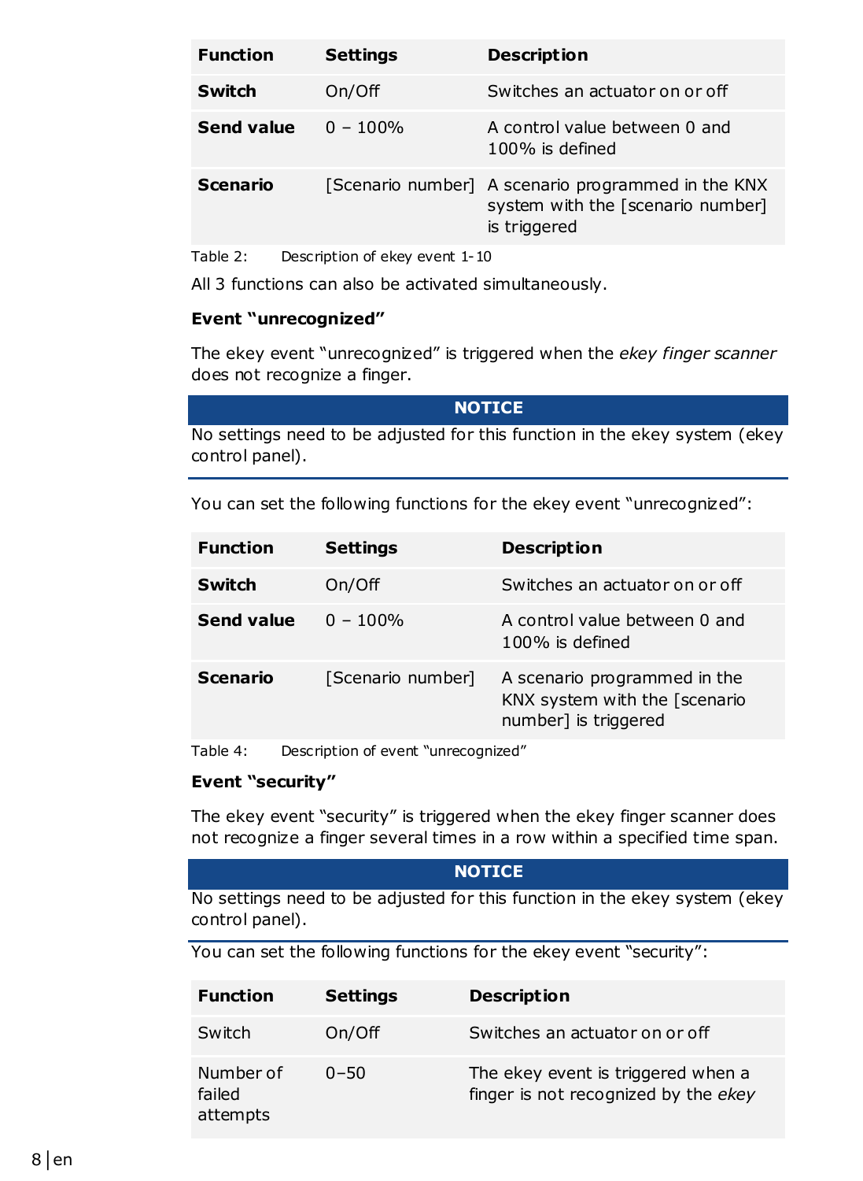| Function | Settings | Description |
| --- | --- | --- |
| **Switch** | On/Off | Switches an actuator on or off |
| **Send value** | 0 – 100% | A control value between 0 and 100% is defined |
| **Scenario** | [Scenario number] | A scenario programmed in the KNX system with the [scenario number] is triggered |

Table 2: Description of ekey event 1-10

All 3 functions can also be activated simultaneously.

**Event "unrecognized"**

The ekey event "unrecognized" is triggered when the *ekey finger scanner* does not recognize a finger.

**NOTICE**

No settings need to be adjusted for this function in the ekey system (ekey control panel).

You can set the following functions for the ekey event "unrecognized":

| Function | Settings | Description |
| --- | --- | --- |
| **Switch** | On/Off | Switches an actuator on or off |
| **Send value** | 0 – 100% | A control value between 0 and 100% is defined |
| **Scenario** | [Scenario number] | A scenario programmed in the KNX system with the [scenario number] is triggered |

Table 4: Description of event "unrecognized"

**Event "security"**

The ekey event "security" is triggered when the ekey finger scanner does not recognize a finger several times in a row within a specified time span.

**NOTICE**

No settings need to be adjusted for this function in the ekey system (ekey control panel).

You can set the following functions for the ekey event "security":

| Function | Settings | Description |
| --- | --- | --- |
| Switch | On/Off | Switches an actuator on or off |
| Number of failed attempts | 0–50 | The ekey event is triggered when a finger is not recognized by the *ekey* |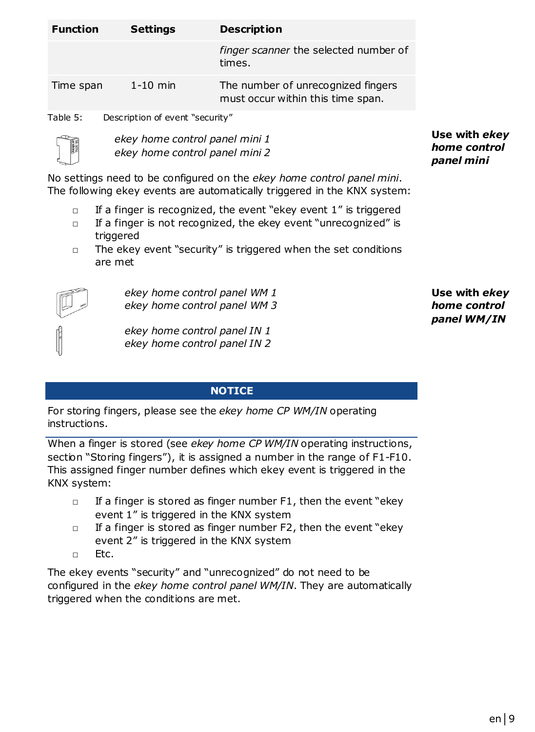| Function | Settings | Description |
|---|---|---|
| | | *finger scanner* the selected number of times. |
| Time span | 1-10 min | The number of unrecognized fingers must occur within this time span. |

Table 5: Description of event “security”

**Use with *ekey home control panel mini***

*ekey home control panel mini 1*
*ekey home control panel mini 2*

No settings need to be configured on the *ekey home control panel mini*. The following ekey events are automatically triggered in the KNX system:

- If a finger is recognized, the event “ekey event 1” is triggered
- If a finger is not recognized, the ekey event “unrecognized” is triggered
- The ekey event “security” is triggered when the set conditions are met

**Use with *ekey home control panel WM/IN***

*ekey home control panel WM 1*
*ekey home control panel WM 3*

*ekey home control panel IN 1*
*ekey home control panel IN 2*

**NOTICE**

For storing fingers, please see the *ekey home CP WM/IN* operating instructions.

When a finger is stored (see *ekey home CP WM/IN* operating instructions, section “Storing fingers”), it is assigned a number in the range of F1-F10. This assigned finger number defines which ekey event is triggered in the KNX system:

- If a finger is stored as finger number F1, then the event “ekey event 1” is triggered in the KNX system
- If a finger is stored as finger number F2, then the event “ekey event 2” is triggered in the KNX system
- Etc.

The ekey events “security” and “unrecognized” do not need to be configured in the *ekey home control panel WM/IN*. They are automatically triggered when the conditions are met.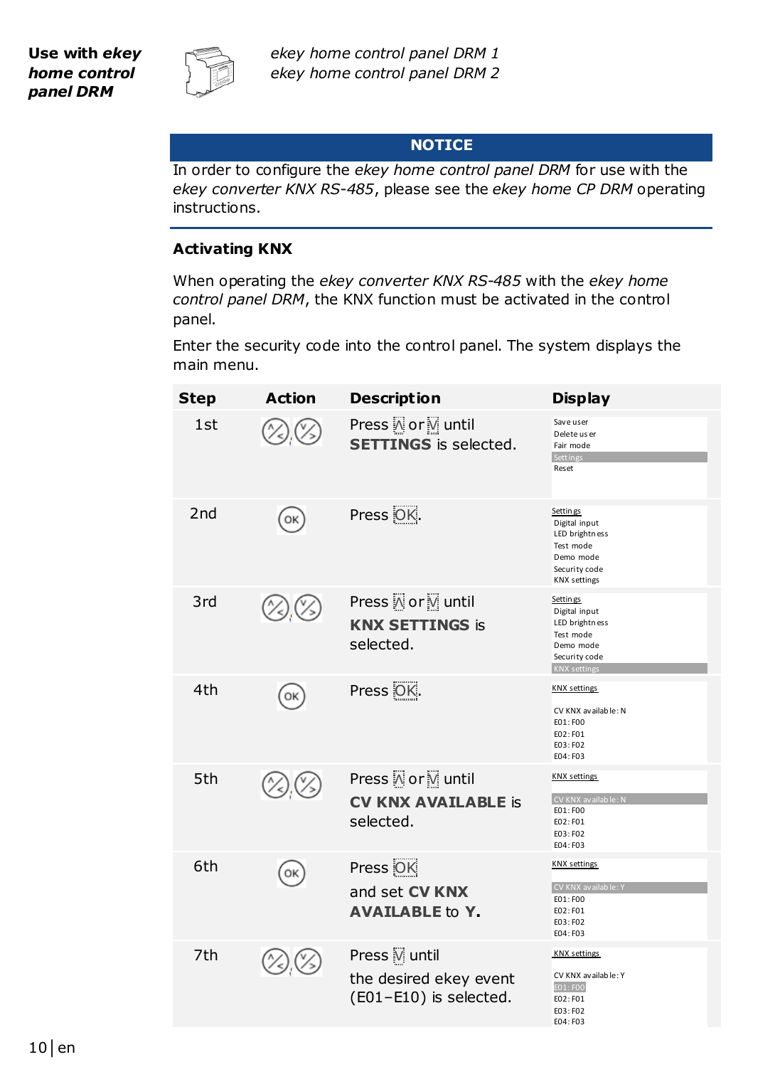**Use with *ekey home control panel DRM***

*ekey home control panel DRM 1*
*ekey home control panel DRM 2*

**NOTICE**

In order to configure the *ekey home control panel DRM* for use with the *ekey converter KNX RS-485*, please see the *ekey home CP DRM* operating instructions.

### Activating KNX

When operating the *ekey converter KNX RS-485* with the *ekey home control panel DRM*, the KNX function must be activated in the control panel.

Enter the security code into the control panel. The system displays the main menu.

| Step | Action | Description | Display |
|---|---|---|---|
| 1st | ∧, ∨ | Press ∧ or ∨ until **SETTINGS** is selected. | Save user<br>Delete user<br>Fair mode<br>Settings<br>Reset |
| 2nd | OK | Press OK. | Settings<br>Digital input<br>LED brightness<br>Test mode<br>Demo mode<br>Security code<br>KNX settings |
| 3rd | ∧, ∨ | Press ∧ or ∨ until **KNX SETTINGS** is selected. | Settings<br>Digital input<br>LED brightness<br>Test mode<br>Demo mode<br>Security code<br>KNX settings |
| 4th | OK | Press OK. | KNX settings<br>CV KNX available: N<br>E01: F00<br>E02: F01<br>E03: F02<br>E04: F03 |
| 5th | ∧, ∨ | Press ∧ or ∨ until **CV KNX AVAILABLE** is selected. | KNX settings<br>CV KNX available: N<br>E01: F00<br>E02: F01<br>E03: F02<br>E04: F03 |
| 6th | OK | Press OK and set **CV KNX AVAILABLE** to **Y.** | KNX settings<br>CV KNX available: Y<br>E01: F00<br>E02: F01<br>E03: F02<br>E04: F03 |
| 7th | ∧, ∨ | Press ∨ until the desired ekey event (E01–E10) is selected. | KNX settings<br>CV KNX available: Y<br>E01: F00<br>E02: F01<br>E03: F02<br>E04: F03 |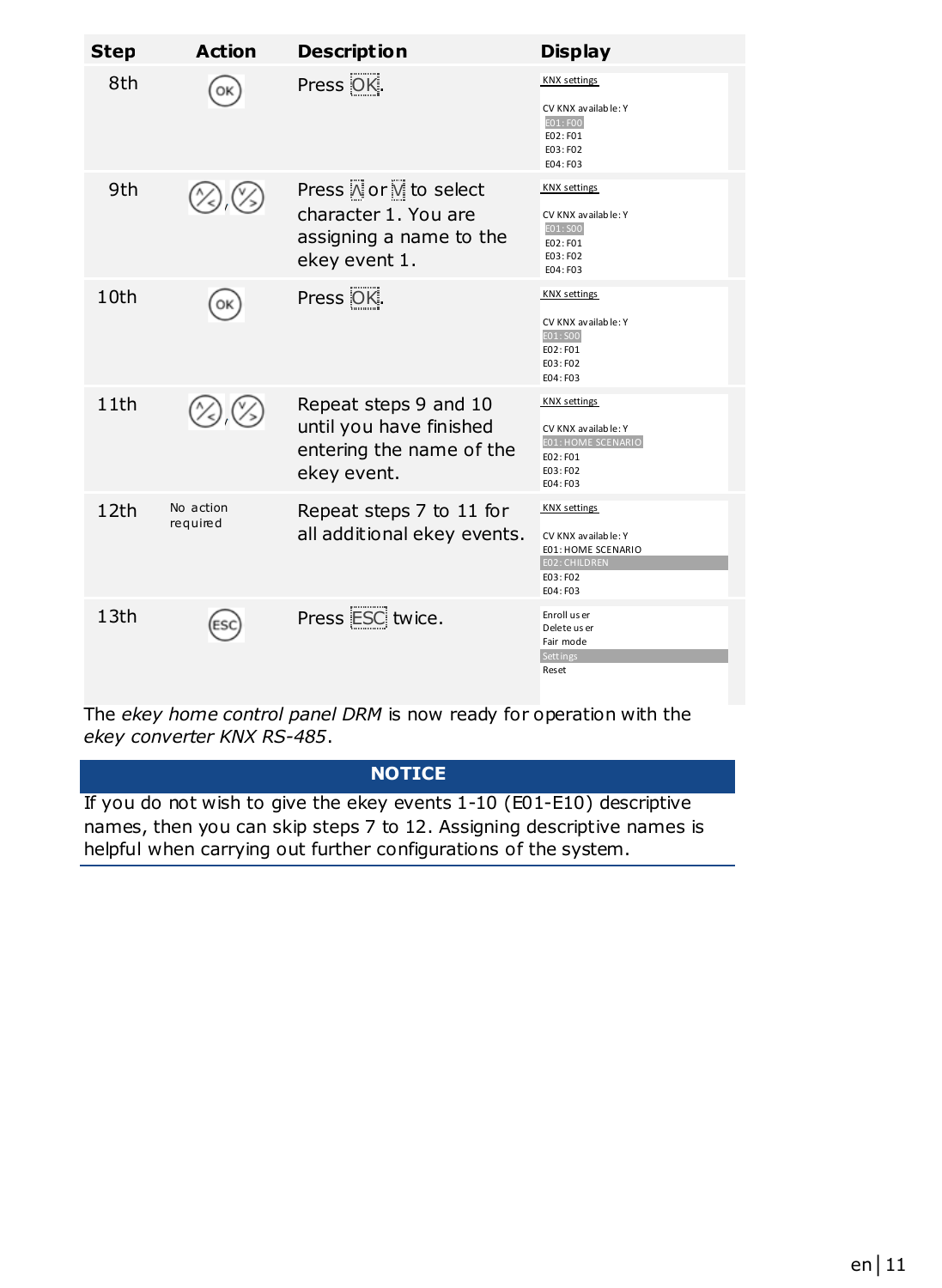| Step | Action | Description | Display |
|---|---|---|---|
| 8th | OK | Press OK. | KNX settings<br><br>CV KNX available: Y<br>E01: F00<br>E02: F01<br>E03: F02<br>E04: F03 |
| 9th | ∧, ∨ | Press ∧ or ∨ to select character 1. You are assigning a name to the ekey event 1. | KNX settings<br><br>CV KNX available: Y<br>E01: S00<br>E02: F01<br>E03: F02<br>E04: F03 |
| 10th | OK | Press OK. | KNX settings<br><br>CV KNX available: Y<br>E01: S00<br>E02: F01<br>E03: F02<br>E04: F03 |
| 11th | ∧, ∨ | Repeat steps 9 and 10 until you have finished entering the name of the ekey event. | KNX settings<br><br>CV KNX available: Y<br>E01: HOME SCENARIO<br>E02: F01<br>E03: F02<br>E04: F03 |
| 12th | No action required | Repeat steps 7 to 11 for all additional ekey events. | KNX settings<br><br>CV KNX available: Y<br>E01: HOME SCENARIO<br>E02: CHILDREN<br>E03: F02<br>E04: F03 |
| 13th | ESC | Press ESC twice. | Enroll user<br>Delete user<br>Fair mode<br>Settings<br>Reset |

The *ekey home control panel DRM* is now ready for operation with the *ekey converter KNX RS-485*.

**NOTICE**

If you do not wish to give the ekey events 1-10 (E01-E10) descriptive names, then you can skip steps 7 to 12. Assigning descriptive names is helpful when carrying out further configurations of the system.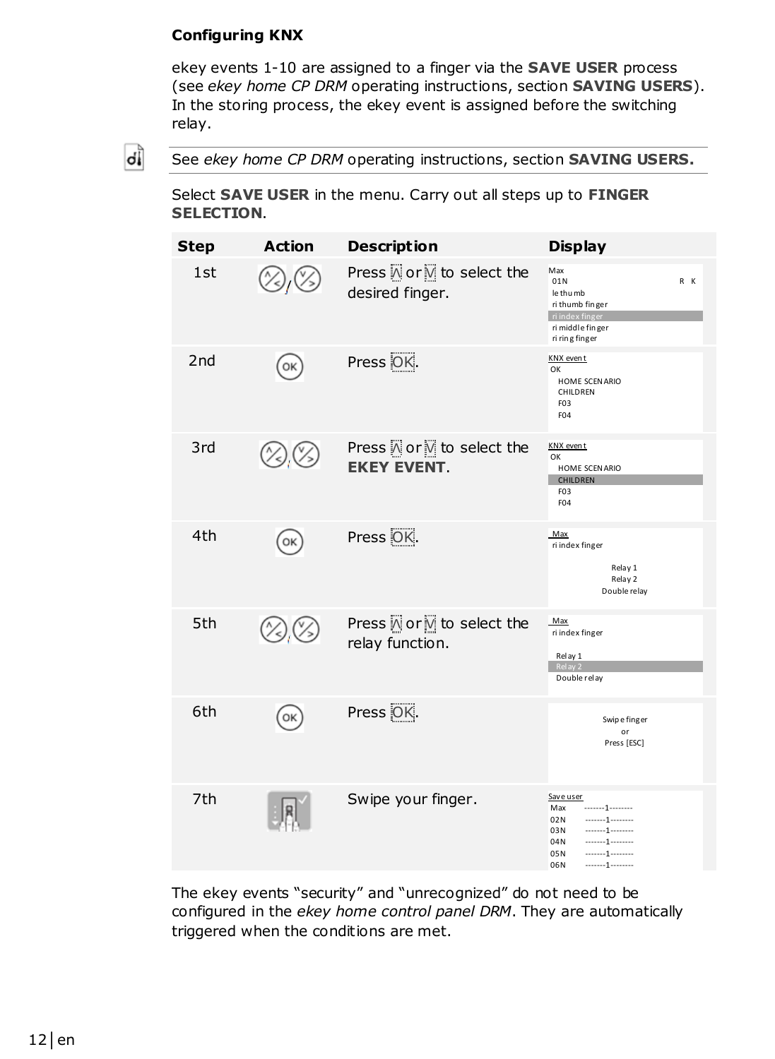### Configuring KNX

ekey events 1-10 are assigned to a finger via the **SAVE USER** process (see *ekey home CP DRM* operating instructions, section **SAVING USERS**). In the storing process, the ekey event is assigned before the switching relay.

See *ekey home CP DRM* operating instructions, section **SAVING USERS.**

Select **SAVE USER** in the menu. Carry out all steps up to **FINGER SELECTION**.

| Step | Action | Description | Display |
|---|---|---|---|
| 1st | ⋀ / ⋁ | Press ⋀ or ⋁ to select the desired finger. | Max<br>01N R K<br>le thumb<br>ri thumb finger<br>ri index finger<br>ri middle finger<br>ri ring finger |
| 2nd | OK | Press OK. | KNX event<br>OK<br>HOME SCENARIO<br>CHILDREN<br>F03<br>F04 |
| 3rd | ⋀ / ⋁ | Press ⋀ or ⋁ to select the **EKEY EVENT**. | KNX event<br>OK<br>HOME SCENARIO<br>CHILDREN<br>F03<br>F04 |
| 4th | OK | Press OK. | Max<br>ri index finger<br>Relay 1<br>Relay 2<br>Double relay |
| 5th | ⋀ / ⋁ | Press ⋀ or ⋁ to select the relay function. | Max<br>ri index finger<br>Relay 1<br>Relay 2<br>Double relay |
| 6th | OK | Press OK. | Swipe finger<br>or<br>Press [ESC] |
| 7th | | Swipe your finger. | Save user<br>Max -------1--------<br>02N -------1--------<br>03N -------1--------<br>04N -------1--------<br>05N -------1--------<br>06N -------1-------- |

The ekey events "security" and "unrecognized" do not need to be configured in the *ekey home control panel DRM*. They are automatically triggered when the conditions are met.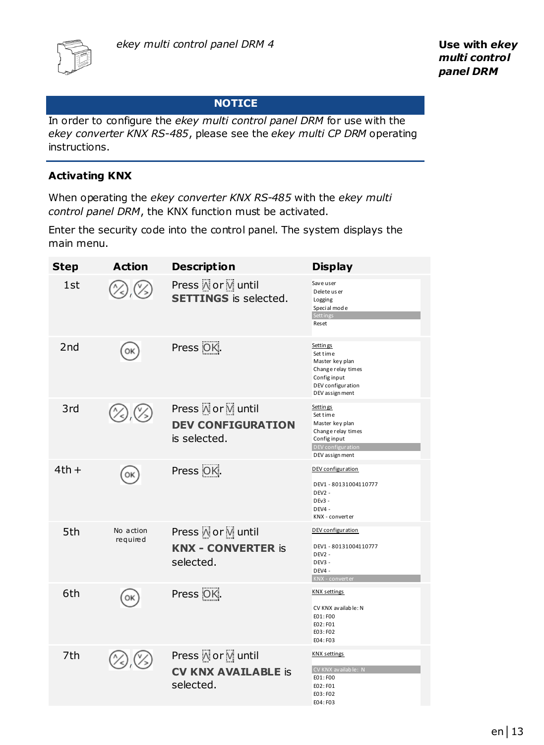*ekey multi control panel DRM 4*

**Use with *ekey multi control panel DRM***

**NOTICE**

In order to configure the *ekey multi control panel DRM* for use with the *ekey converter KNX RS-485*, please see the *ekey multi CP DRM* operating instructions.

### Activating KNX

When operating the *ekey converter KNX RS-485* with the *ekey multi control panel DRM*, the KNX function must be activated.

Enter the security code into the control panel. The system displays the main menu.

| Step | Action | Description | Display |
|---|---|---|---|
| 1st | ⋀, ⋁ | Press ⋀ or ⋁ until **SETTINGS** is selected. | Save user<br>Delete user<br>Logging<br>Special mode<br>Settings<br>Reset |
| 2nd | OK | Press OK. | Settings<br>Set time<br>Master key plan<br>Change relay times<br>Config input<br>DEV configuration<br>DEV assignment |
| 3rd | ⋀, ⋁ | Press ⋀ or ⋁ until **DEV CONFIGURATION** is selected. | Settings<br>Set time<br>Master key plan<br>Change relay times<br>Config input<br>DEV configuration<br>DEV assignment |
| 4th + | OK | Press OK. | DEV configuration<br><br>DEV1 - 80131004110777<br>DEV2 -<br>DEv3 -<br>DEV4 -<br>KNX - converter |
| 5th | No action required | Press ⋀ or ⋁ until **KNX - CONVERTER** is selected. | DEV configuration<br><br>DEV1 - 80131004110777<br>DEV2 -<br>DEV3 -<br>DEV4 -<br>KNX - converter |
| 6th | OK | Press OK. | KNX settings<br><br>CV KNX available: N<br>E01: F00<br>E02: F01<br>E03: F02<br>E04: F03 |
| 7th | ⋀, ⋁ | Press ⋀ or ⋁ until **CV KNX AVAILABLE** is selected. | KNX settings<br><br>CV KNX available: N<br>E01: F00<br>E02: F01<br>E03: F02<br>E04: F03 |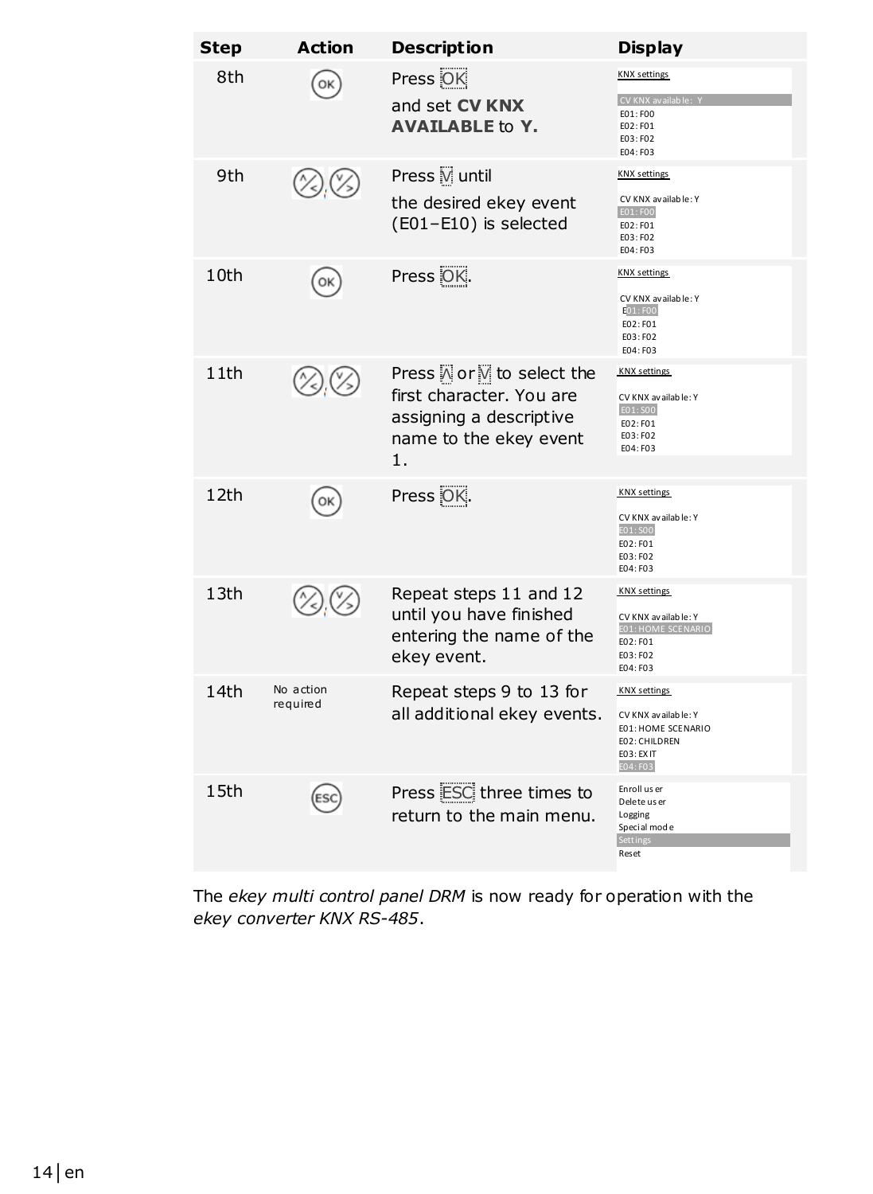| Step | Action | Description | Display |
| --- | --- | --- | --- |
| 8th | OK | Press OK and set **CV KNX AVAILABLE** to **Y.** | KNX settings<br>CV KNX available: Y<br>E01: F00<br>E02: F01<br>E03: F02<br>E04: F03 |
| 9th | ∧/<, ∨/> | Press ∨ until the desired ekey event (E01–E10) is selected | KNX settings<br>CV KNX available: Y<br>E01: F00<br>E02: F01<br>E03: F02<br>E04: F03 |
| 10th | OK | Press OK. | KNX settings<br>CV KNX available: Y<br>E01: F00<br>E02: F01<br>E03: F02<br>E04: F03 |
| 11th | ∧/<, ∨/> | Press ∧ or ∨ to select the first character. You are assigning a descriptive name to the ekey event 1. | KNX settings<br>CV KNX available: Y<br>E01: S00<br>E02: F01<br>E03: F02<br>E04: F03 |
| 12th | OK | Press OK. | KNX settings<br>CV KNX available: Y<br>E01: S00<br>E02: F01<br>E03: F02<br>E04: F03 |
| 13th | ∧/<, ∨/> | Repeat steps 11 and 12 until you have finished entering the name of the ekey event. | KNX settings<br>CV KNX available: Y<br>E01: HOME SCENARIO<br>E02: F01<br>E03: F02<br>E04: F03 |
| 14th | No action required | Repeat steps 9 to 13 for all additional ekey events. | KNX settings<br>CV KNX available: Y<br>E01: HOME SCENARIO<br>E02: CHILDREN<br>E03: EXIT<br>E04: F03 |
| 15th | ESC | Press ESC three times to return to the main menu. | Enroll user<br>Delete user<br>Logging<br>Special mode<br>Settings<br>Reset |

The *ekey multi control panel DRM* is now ready for operation with the *ekey converter KNX RS-485*.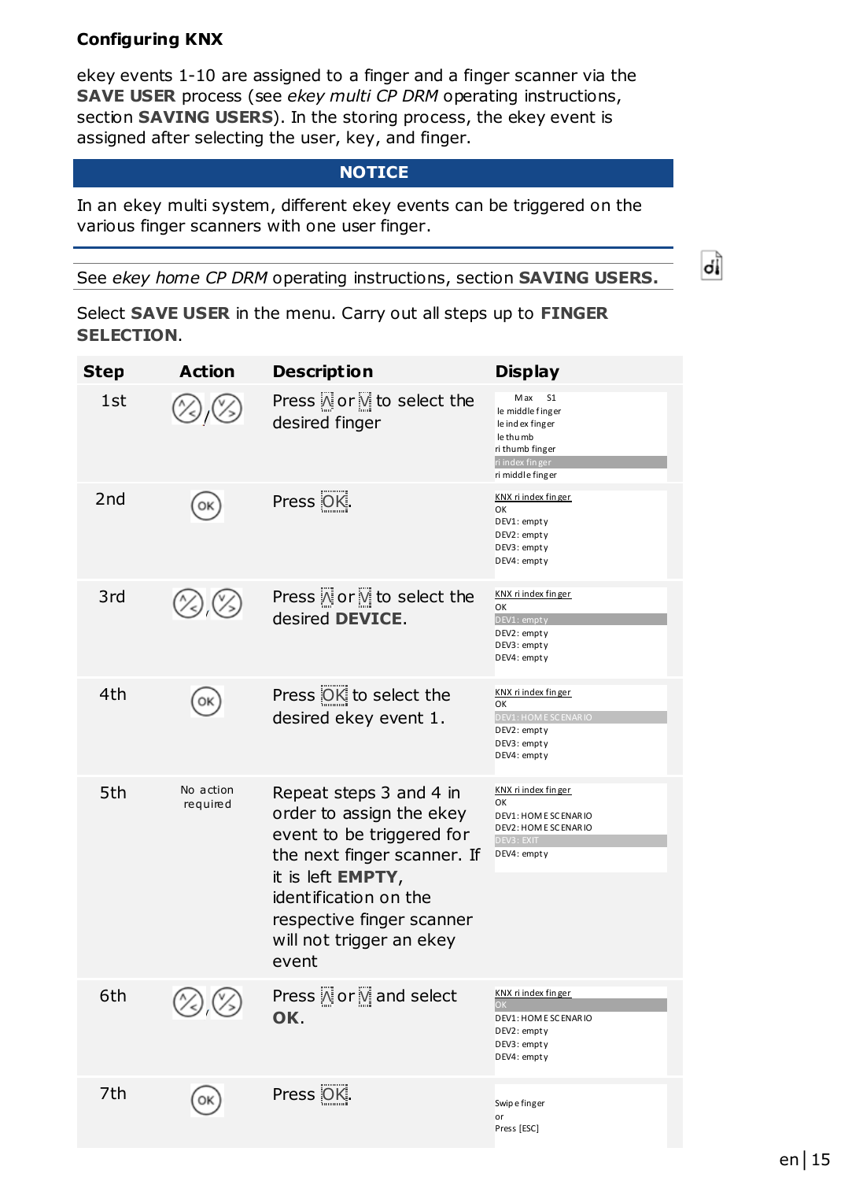### Configuring KNX

ekey events 1-10 are assigned to a finger and a finger scanner via the **SAVE USER** process (see *ekey multi CP DRM* operating instructions, section **SAVING USERS**). In the storing process, the ekey event is assigned after selecting the user, key, and finger.

**NOTICE**

In an ekey multi system, different ekey events can be triggered on the various finger scanners with one user finger.

See *ekey home CP DRM* operating instructions, section **SAVING USERS.**

Select **SAVE USER** in the menu. Carry out all steps up to **FINGER SELECTION**.

| Step | Action | Description | Display |
|---|---|---|---|
| 1st | ⋀ / ⋁ | Press ⋀ or ⋁ to select the desired finger | Max S1<br>le middle finger<br>le index finger<br>le thumb<br>ri thumb finger<br>ri index finger<br>ri middle finger |
| 2nd | OK | Press OK. | KNX ri index finger<br>OK<br>DEV1: empty<br>DEV2: empty<br>DEV3: empty<br>DEV4: empty |
| 3rd | ⋀ , ⋁ | Press ⋀ or ⋁ to select the desired **DEVICE**. | KNX ri index finger<br>OK<br>DEV1: empty<br>DEV2: empty<br>DEV3: empty<br>DEV4: empty |
| 4th | OK | Press OK to select the desired ekey event 1. | KNX ri index finger<br>OK<br>DEV1: HOME SCENARIO<br>DEV2: empty<br>DEV3: empty<br>DEV4: empty |
| 5th | No action required | Repeat steps 3 and 4 in order to assign the ekey event to be triggered for the next finger scanner. If it is left **EMPTY**, identification on the respective finger scanner will not trigger an ekey event | KNX ri index finger<br>OK<br>DEV1: HOME SCENARIO<br>DEV2: HOME SCENARIO<br>DEV3: EXIT<br>DEV4: empty |
| 6th | ⋀ , ⋁ | Press ⋀ or ⋁ and select **OK**. | KNX ri index finger<br>OK<br>DEV1: HOME SCENARIO<br>DEV2: empty<br>DEV3: empty<br>DEV4: empty |
| 7th | OK | Press OK. | Swipe finger<br>or<br>Press [ESC] |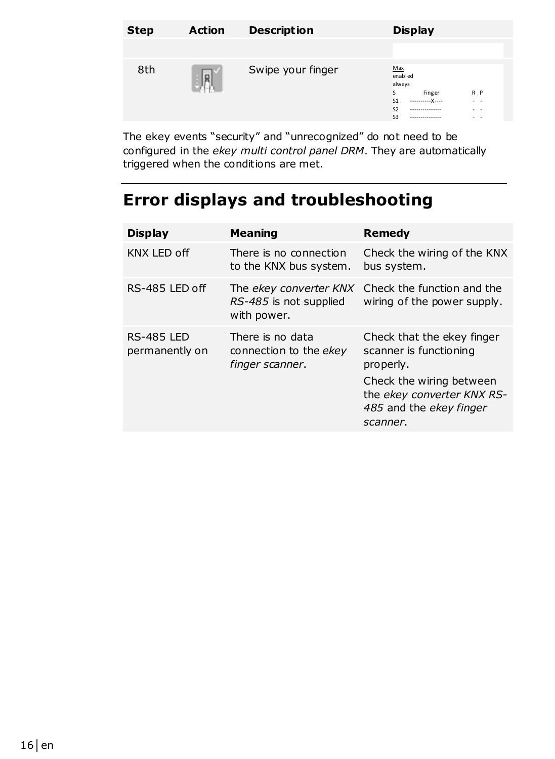| Step | Action | Description | Display |
| --- | --- | --- | --- |
| | | | |
| 8th | | Swipe your finger | Max<br>enabled<br>always<br>S Finger R P<br>S1 ----------X---- - -<br>S2 --------------- - -<br>S3 --------------- - - |

The ekey events "security" and "unrecognized" do not need to be configured in the *ekey multi control panel DRM*. They are automatically triggered when the conditions are met.

# Error displays and troubleshooting

| Display | Meaning | Remedy |
| --- | --- | --- |
| KNX LED off | There is no connection to the KNX bus system. | Check the wiring of the KNX bus system. |
| RS-485 LED off | The *ekey converter KNX RS-485* is not supplied with power. | Check the function and the wiring of the power supply. |
| RS-485 LED permanently on | There is no data connection to the *ekey finger scanner*. | Check that the ekey finger scanner is functioning properly.<br>Check the wiring between the *ekey converter KNX RS-485* and the *ekey finger scanner*. |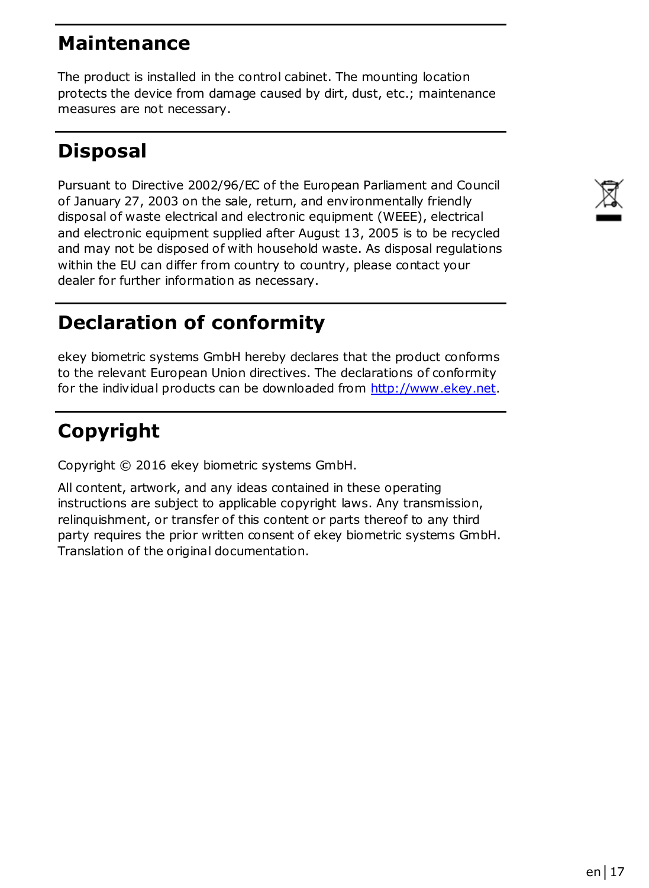## Maintenance

The product is installed in the control cabinet. The mounting location protects the device from damage caused by dirt, dust, etc.; maintenance measures are not necessary.

## Disposal

Pursuant to Directive 2002/96/EC of the European Parliament and Council of January 27, 2003 on the sale, return, and environmentally friendly disposal of waste electrical and electronic equipment (WEEE), electrical and electronic equipment supplied after August 13, 2005 is to be recycled and may not be disposed of with household waste. As disposal regulations within the EU can differ from country to country, please contact your dealer for further information as necessary.

## Declaration of conformity

ekey biometric systems GmbH hereby declares that the product conforms to the relevant European Union directives. The declarations of conformity for the individual products can be downloaded from http://www.ekey.net.

## Copyright

Copyright © 2016 ekey biometric systems GmbH.

All content, artwork, and any ideas contained in these operating instructions are subject to applicable copyright laws. Any transmission, relinquishment, or transfer of this content or parts thereof to any third party requires the prior written consent of ekey biometric systems GmbH. Translation of the original documentation.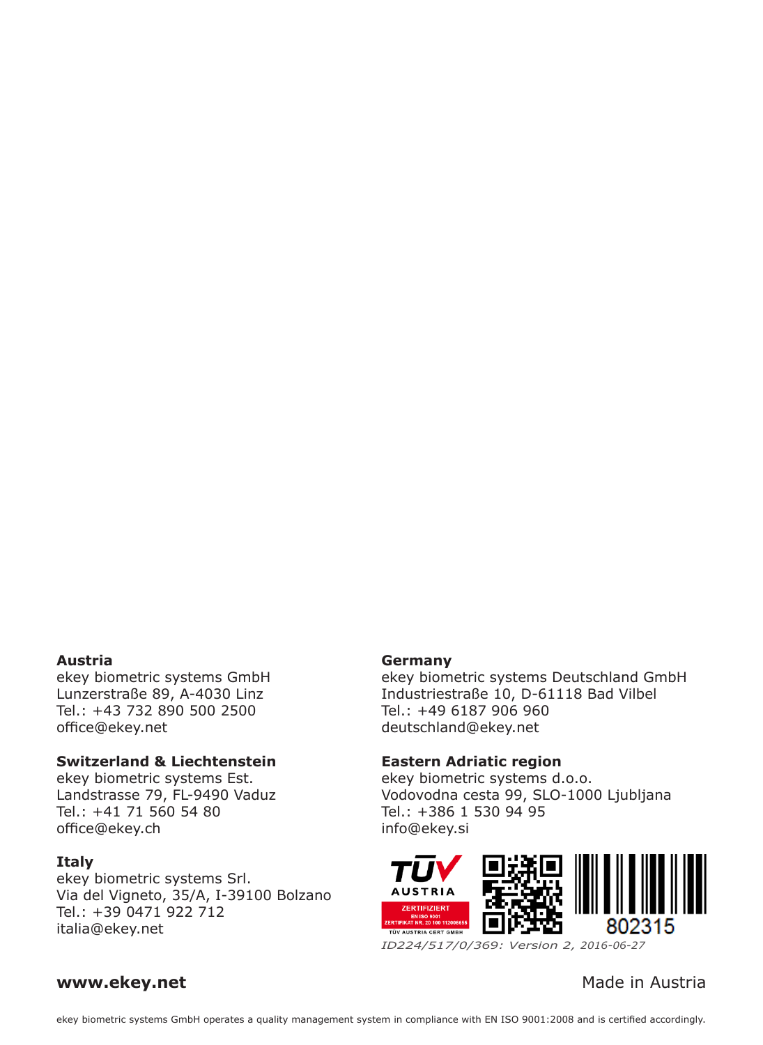**Austria**
ekey biometric systems GmbH
Lunzerstraße 89, A-4030 Linz
Tel.: +43 732 890 500 2500
office@ekey.net

**Switzerland & Liechtenstein**
ekey biometric systems Est.
Landstrasse 79, FL-9490 Vaduz
Tel.: +41 71 560 54 80
office@ekey.ch

**Italy**
ekey biometric systems Srl.
Via del Vigneto, 35/A, I-39100 Bolzano
Tel.: +39 0471 922 712
italia@ekey.net

**Germany**
ekey biometric systems Deutschland GmbH
Industriestraße 10, D-61118 Bad Vilbel
Tel.: +49 6187 906 960
deutschland@ekey.net

**Eastern Adriatic region**
ekey biometric systems d.o.o.
Vodovodna cesta 99, SLO-1000 Ljubljana
Tel.: +386 1 530 94 95
info@ekey.si

TÜV AUSTRIA
ZERTIFIZIERT
EN ISO 9001
ZERTIFIKAT NR. 20 100 112006555
TÜV AUSTRIA CERT GMBH

802315

*ID224/517/0/369: Version 2, 2016-06-27*

**www.ekey.net**

Made in Austria

ekey biometric systems GmbH operates a quality management system in compliance with EN ISO 9001:2008 and is certified accordingly.